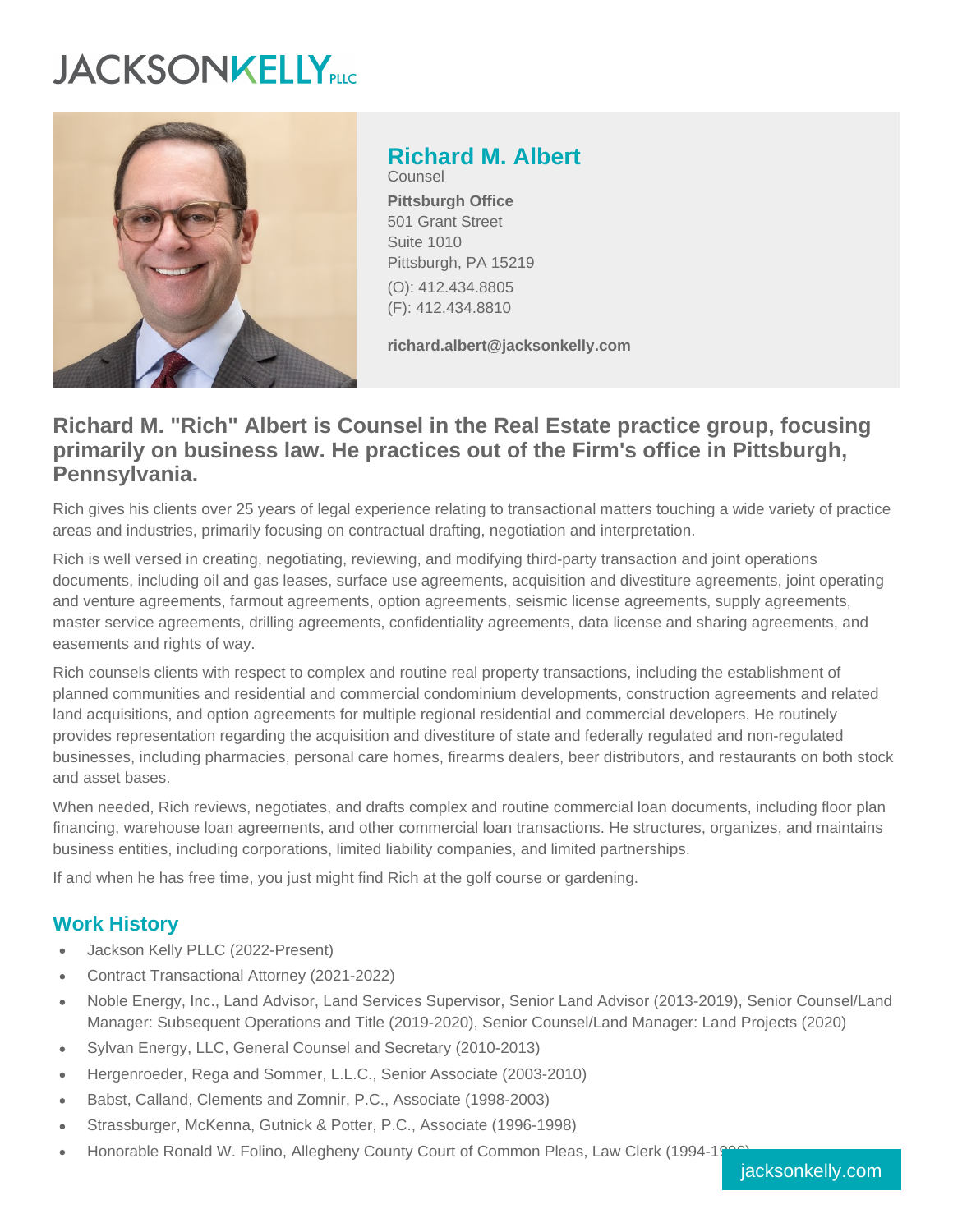JACKSONKELLY PLLC

## Richard M. Albert

Counsel

**Pittsburgh Office**
501 Grant Street
Suite 1010
Pittsburgh, PA 15219
(O): 412.434.8805
(F): 412.434.8810

**richard.albert@jacksonkelly.com**

### Richard M. "Rich" Albert is Counsel in the Real Estate practice group, focusing primarily on business law. He practices out of the Firm's office in Pittsburgh, Pennsylvania.

Rich gives his clients over 25 years of legal experience relating to transactional matters touching a wide variety of practice areas and industries, primarily focusing on contractual drafting, negotiation and interpretation.

Rich is well versed in creating, negotiating, reviewing, and modifying third-party transaction and joint operations documents, including oil and gas leases, surface use agreements, acquisition and divestiture agreements, joint operating and venture agreements, farmout agreements, option agreements, seismic license agreements, supply agreements, master service agreements, drilling agreements, confidentiality agreements, data license and sharing agreements, and easements and rights of way.

Rich counsels clients with respect to complex and routine real property transactions, including the establishment of planned communities and residential and commercial condominium developments, construction agreements and related land acquisitions, and option agreements for multiple regional residential and commercial developers. He routinely provides representation regarding the acquisition and divestiture of state and federally regulated and non-regulated businesses, including pharmacies, personal care homes, firearms dealers, beer distributors, and restaurants on both stock and asset bases.

When needed, Rich reviews, negotiates, and drafts complex and routine commercial loan documents, including floor plan financing, warehouse loan agreements, and other commercial loan transactions. He structures, organizes, and maintains business entities, including corporations, limited liability companies, and limited partnerships.

If and when he has free time, you just might find Rich at the golf course or gardening.

## Work History

- Jackson Kelly PLLC (2022-Present)
- Contract Transactional Attorney (2021-2022)
- Noble Energy, Inc., Land Advisor, Land Services Supervisor, Senior Land Advisor (2013-2019), Senior Counsel/Land Manager: Subsequent Operations and Title (2019-2020), Senior Counsel/Land Manager: Land Projects (2020)
- Sylvan Energy, LLC, General Counsel and Secretary (2010-2013)
- Hergenroeder, Rega and Sommer, L.L.C., Senior Associate (2003-2010)
- Babst, Calland, Clements and Zomnir, P.C., Associate (1998-2003)
- Strassburger, McKenna, Gutnick & Potter, P.C., Associate (1996-1998)
- Honorable Ronald W. Folino, Allegheny County Court of Common Pleas, Law Clerk (1994-1996)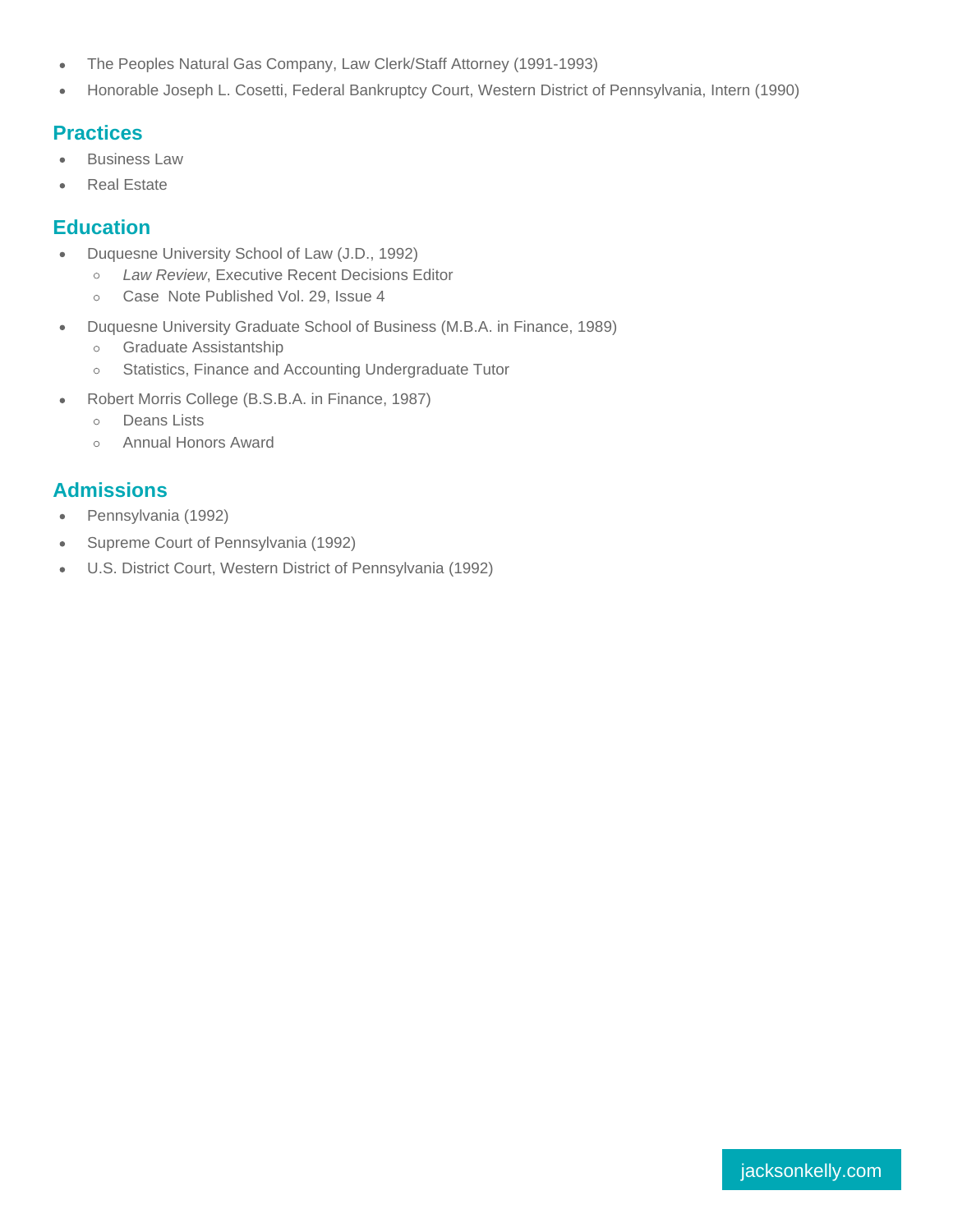- The Peoples Natural Gas Company, Law Clerk/Staff Attorney (1991-1993)
- Honorable Joseph L. Cosetti, Federal Bankruptcy Court, Western District of Pennsylvania, Intern (1990)

## Practices

- Business Law
- Real Estate

## Education

- Duquesne University School of Law (J.D., 1992)
  - *Law Review*, Executive Recent Decisions Editor
  - Case  Note Published Vol. 29, Issue 4
- Duquesne University Graduate School of Business (M.B.A. in Finance, 1989)
  - Graduate Assistantship
  - Statistics, Finance and Accounting Undergraduate Tutor
- Robert Morris College (B.S.B.A. in Finance, 1987)
  - Deans Lists
  - Annual Honors Award

## Admissions

- Pennsylvania (1992)
- Supreme Court of Pennsylvania (1992)
- U.S. District Court, Western District of Pennsylvania (1992)